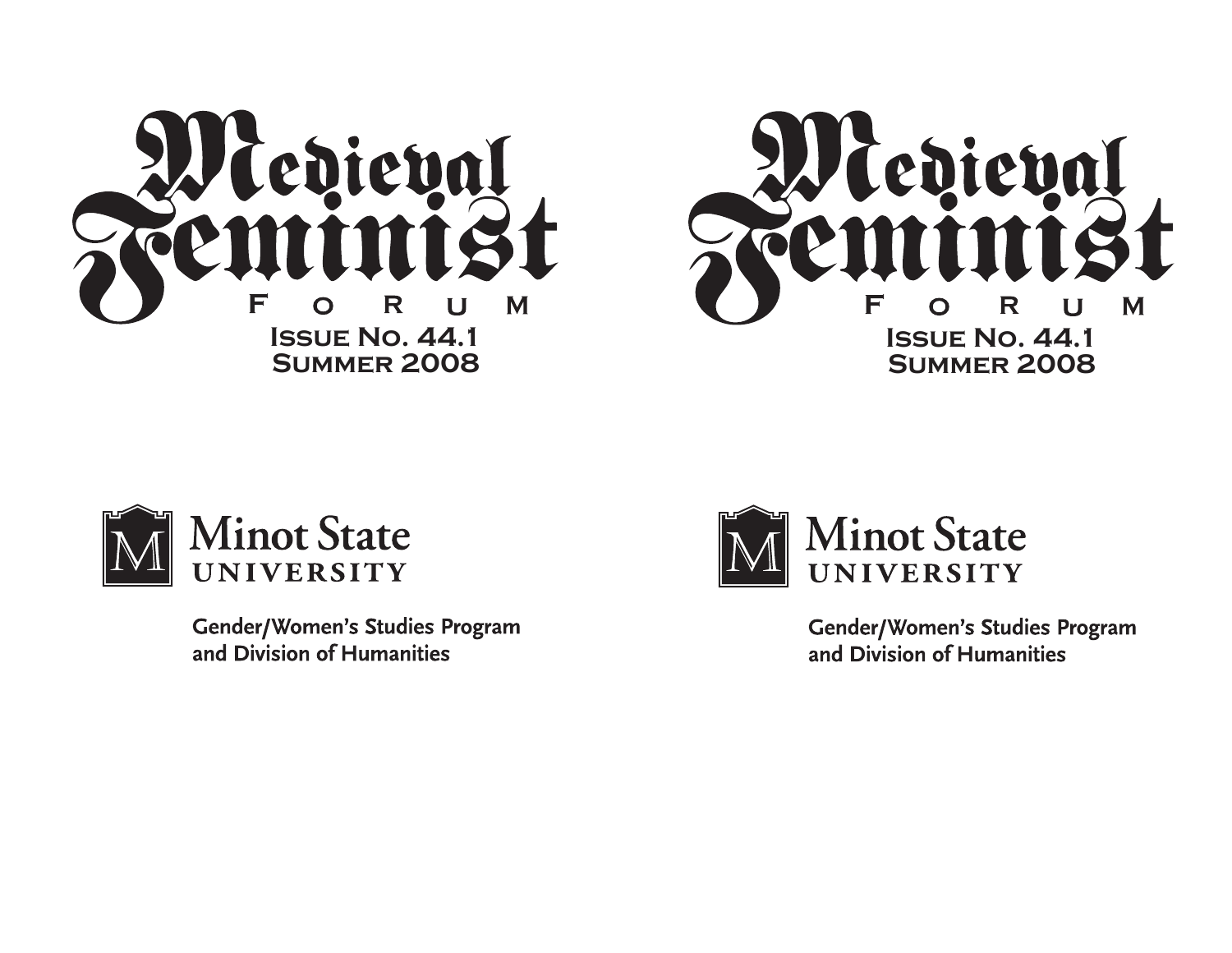# Medieval Feminist Forum

Issue No. 44.1
Summer 2008

Minot State University

Gender/Women's Studies Program
and Division of Humanities

# Medieval Feminist Forum

Issue No. 44.1
Summer 2008

Minot State University

Gender/Women's Studies Program
and Division of Humanities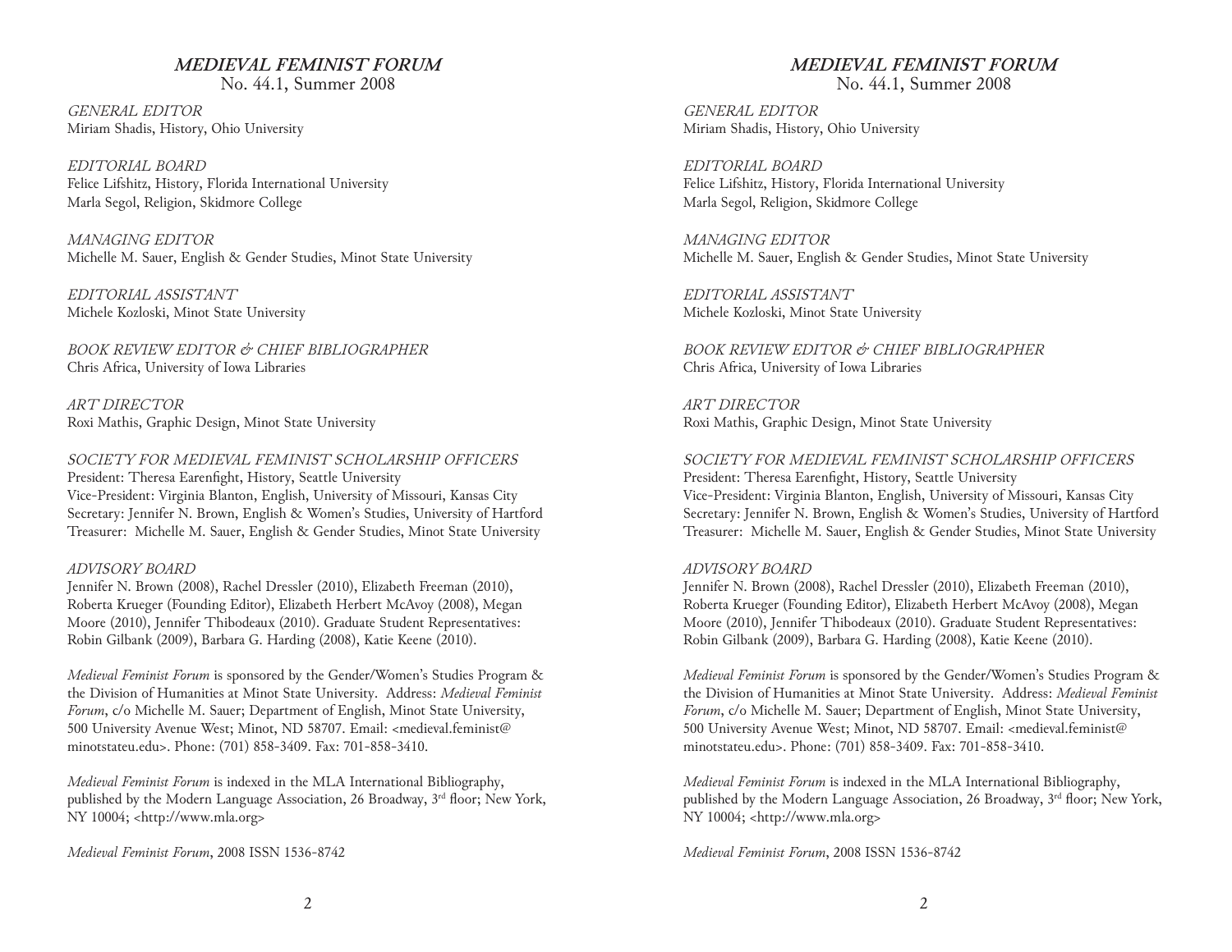## *MEDIEVAL FEMINIST FORUM*

No. 44.1, Summer 2008

*GENERAL EDITOR*
Miriam Shadis, History, Ohio University

*EDITORIAL BOARD*
Felice Lifshitz, History, Florida International University
Marla Segol, Religion, Skidmore College

*MANAGING EDITOR*
Michelle M. Sauer, English & Gender Studies, Minot State University

*EDITORIAL ASSISTANT*
Michele Kozloski, Minot State University

*BOOK REVIEW EDITOR & CHIEF BIBLIOGRAPHER*
Chris Africa, University of Iowa Libraries

*ART DIRECTOR*
Roxi Mathis, Graphic Design, Minot State University

*SOCIETY FOR MEDIEVAL FEMINIST SCHOLARSHIP OFFICERS*
President: Theresa Earenfight, History, Seattle University
Vice-President: Virginia Blanton, English, University of Missouri, Kansas City
Secretary: Jennifer N. Brown, English & Women's Studies, University of Hartford
Treasurer: Michelle M. Sauer, English & Gender Studies, Minot State University

*ADVISORY BOARD*
Jennifer N. Brown (2008), Rachel Dressler (2010), Elizabeth Freeman (2010), Roberta Krueger (Founding Editor), Elizabeth Herbert McAvoy (2008), Megan Moore (2010), Jennifer Thibodeaux (2010). Graduate Student Representatives: Robin Gilbank (2009), Barbara G. Harding (2008), Katie Keene (2010).

*Medieval Feminist Forum* is sponsored by the Gender/Women's Studies Program & the Division of Humanities at Minot State University. Address: *Medieval Feminist Forum*, c/o Michelle M. Sauer; Department of English, Minot State University, 500 University Avenue West; Minot, ND 58707. Email: <medieval.feminist@minotstateu.edu>. Phone: (701) 858-3409. Fax: 701-858-3410.

*Medieval Feminist Forum* is indexed in the MLA International Bibliography, published by the Modern Language Association, 26 Broadway, 3rd floor; New York, NY 10004; <http://www.mla.org>

*Medieval Feminist Forum*, 2008 ISSN 1536-8742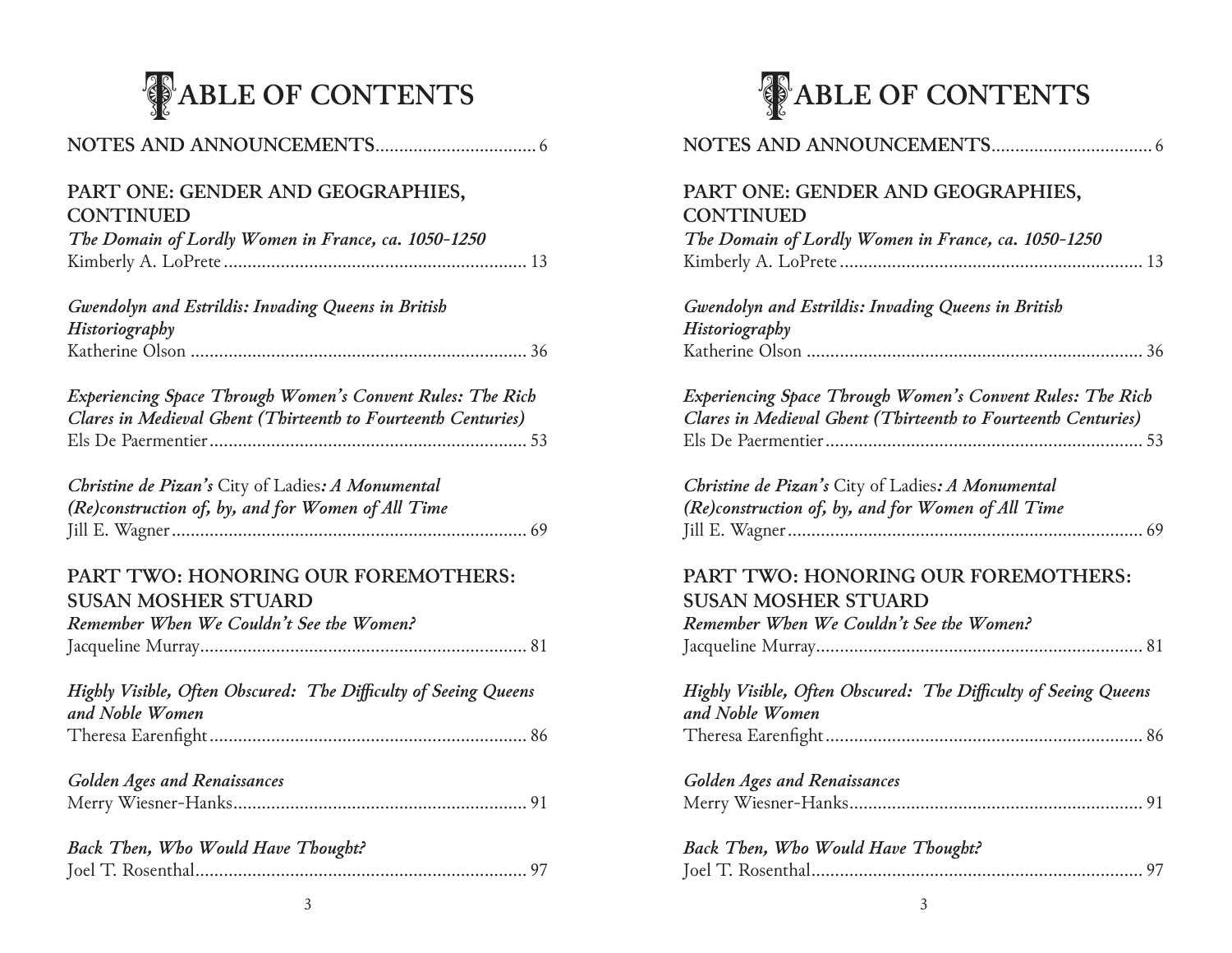# TABLE OF CONTENTS

**NOTES AND ANNOUNCEMENTS** .................................. 6

## PART ONE: GENDER AND GEOGRAPHIES, CONTINUED

***The Domain of Lordly Women in France, ca. 1050-1250***
Kimberly A. LoPrete ................................................................ 13

***Gwendolyn and Estrildis: Invading Queens in British Historiography***
Katherine Olson ....................................................................... 36

***Experiencing Space Through Women's Convent Rules: The Rich Clares in Medieval Ghent (Thirteenth to Fourteenth Centuries)***
Els De Paermentier ................................................................... 53

***Christine de Pizan's*** City of Ladies***: A Monumental (Re)construction of, by, and for Women of All Time***
Jill E. Wagner ........................................................................... 69

## PART TWO: HONORING OUR FOREMOTHERS: SUSAN MOSHER STUARD

***Remember When We Couldn't See the Women?***
Jacqueline Murray ..................................................................... 81

***Highly Visible, Often Obscured: The Difficulty of Seeing Queens and Noble Women***
Theresa Earenfight ................................................................... 86

***Golden Ages and Renaissances***
Merry Wiesner-Hanks .............................................................. 91

***Back Then, Who Would Have Thought?***
Joel T. Rosenthal ...................................................................... 97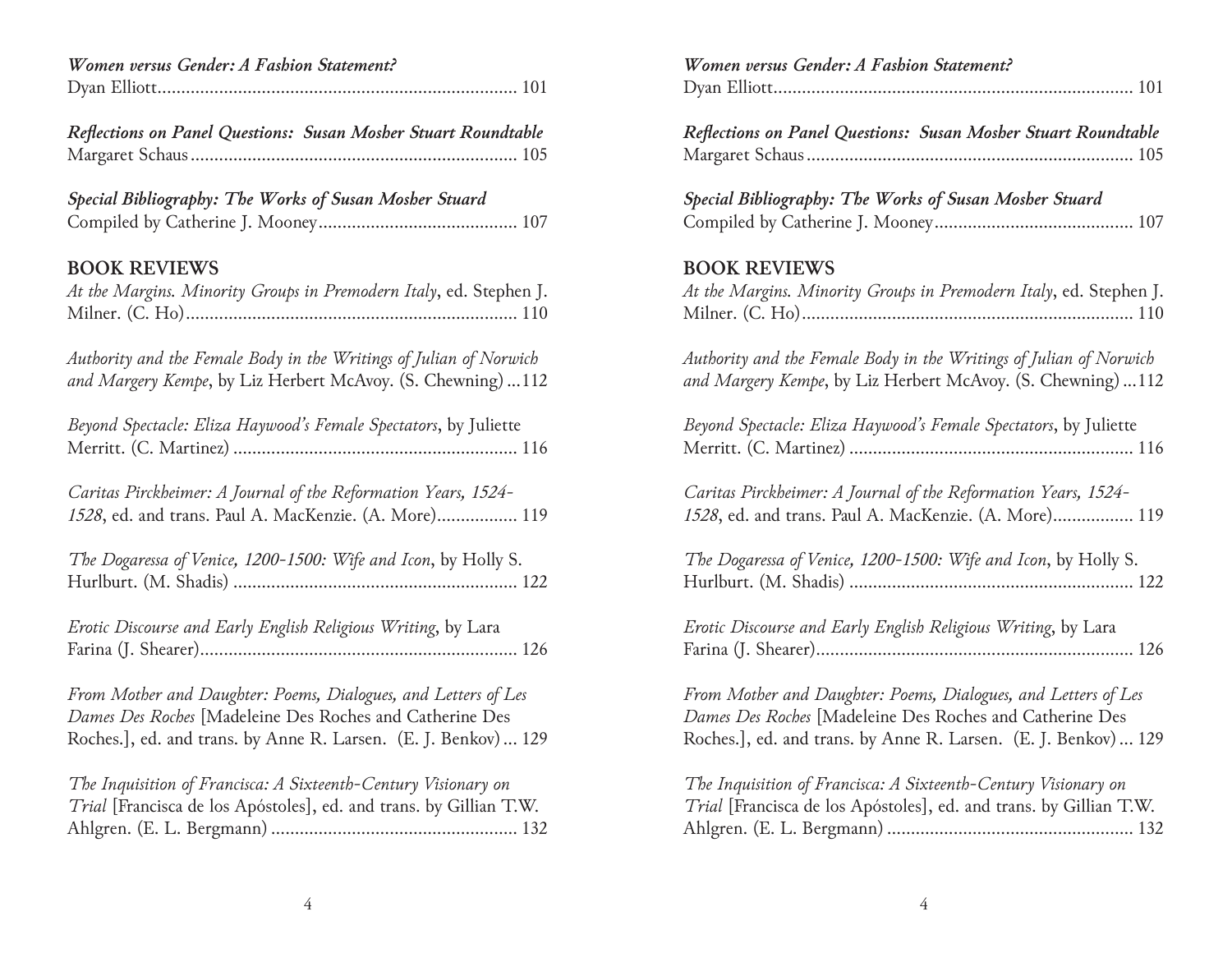***Women versus Gender: A Fashion Statement?***
Dyan Elliott........................................................................... 101

***Reflections on Panel Questions: Susan Mosher Stuart Roundtable***
Margaret Schaus.................................................................... 105

***Special Bibliography: The Works of Susan Mosher Stuard***
Compiled by Catherine J. Mooney......................................... 107

**BOOK REVIEWS**

*At the Margins. Minority Groups in Premodern Italy*, ed. Stephen J. Milner. (C. Ho)..................................................................... 110

*Authority and the Female Body in the Writings of Julian of Norwich and Margery Kempe*, by Liz Herbert McAvoy. (S. Chewning) ...112

*Beyond Spectacle: Eliza Haywood's Female Spectators*, by Juliette Merritt. (C. Martinez) .......................................................... 116

*Caritas Pirckheimer: A Journal of the Reformation Years, 1524-1528*, ed. and trans. Paul A. MacKenzie. (A. More)................. 119

*The Dogaressa of Venice, 1200-1500: Wife and Icon*, by Holly S. Hurlburt. (M. Shadis) ........................................................... 122

*Erotic Discourse and Early English Religious Writing*, by Lara Farina (J. Shearer).................................................................. 126

*From Mother and Daughter: Poems, Dialogues, and Letters of Les Dames Des Roches* [Madeleine Des Roches and Catherine Des Roches.], ed. and trans. by Anne R. Larsen. (E. J. Benkov)... 129

*The Inquisition of Francisca: A Sixteenth-Century Visionary on Trial* [Francisca de los Apóstoles], ed. and trans. by Gillian T.W. Ahlgren. (E. L. Bergmann) ................................................... 132

***Women versus Gender: A Fashion Statement?***
Dyan Elliott........................................................................... 101

***Reflections on Panel Questions: Susan Mosher Stuart Roundtable***
Margaret Schaus.................................................................... 105

***Special Bibliography: The Works of Susan Mosher Stuard***
Compiled by Catherine J. Mooney......................................... 107

**BOOK REVIEWS**

*At the Margins. Minority Groups in Premodern Italy*, ed. Stephen J. Milner. (C. Ho)..................................................................... 110

*Authority and the Female Body in the Writings of Julian of Norwich and Margery Kempe*, by Liz Herbert McAvoy. (S. Chewning) ...112

*Beyond Spectacle: Eliza Haywood's Female Spectators*, by Juliette Merritt. (C. Martinez) .......................................................... 116

*Caritas Pirckheimer: A Journal of the Reformation Years, 1524-1528*, ed. and trans. Paul A. MacKenzie. (A. More)................. 119

*The Dogaressa of Venice, 1200-1500: Wife and Icon*, by Holly S. Hurlburt. (M. Shadis) ........................................................... 122

*Erotic Discourse and Early English Religious Writing*, by Lara Farina (J. Shearer).................................................................. 126

*From Mother and Daughter: Poems, Dialogues, and Letters of Les Dames Des Roches* [Madeleine Des Roches and Catherine Des Roches.], ed. and trans. by Anne R. Larsen. (E. J. Benkov)... 129

*The Inquisition of Francisca: A Sixteenth-Century Visionary on Trial* [Francisca de los Apóstoles], ed. and trans. by Gillian T.W. Ahlgren. (E. L. Bergmann) ................................................... 132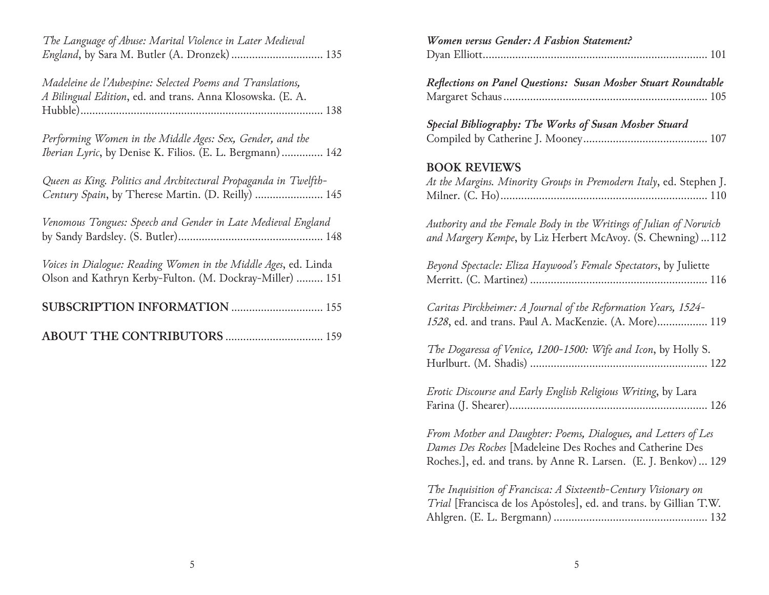***Women versus Gender: A Fashion Statement?***
Dyan Elliott ........................................................................... 101

***Reflections on Panel Questions: Susan Mosher Stuart Roundtable***
Margaret Schaus ..................................................................... 105

***Special Bibliography: The Works of Susan Mosher Stuard***
Compiled by Catherine J. Mooney .......................................... 107

**BOOK REVIEWS**

*At the Margins. Minority Groups in Premodern Italy*, ed. Stephen J. Milner. (C. Ho) ...................................................................... 110

*Authority and the Female Body in the Writings of Julian of Norwich and Margery Kempe*, by Liz Herbert McAvoy. (S. Chewning) ...112

*Beyond Spectacle: Eliza Haywood's Female Spectators*, by Juliette Merritt. (C. Martinez) ............................................................ 116

*Caritas Pirckheimer: A Journal of the Reformation Years, 1524-1528*, ed. and trans. Paul A. MacKenzie. (A. More) ................. 119

*The Dogaressa of Venice, 1200-1500: Wife and Icon*, by Holly S. Hurlburt. (M. Shadis) ............................................................ 122

*Erotic Discourse and Early English Religious Writing*, by Lara Farina (J. Shearer) ................................................................... 126

*From Mother and Daughter: Poems, Dialogues, and Letters of Les Dames Des Roches* [Madeleine Des Roches and Catherine Des Roches.], ed. and trans. by Anne R. Larsen. (E. J. Benkov) ... 129

*The Inquisition of Francisca: A Sixteenth-Century Visionary on Trial* [Francisca de los Apóstoles], ed. and trans. by Gillian T.W. Ahlgren. (E. L. Bergmann) .................................................... 132

*The Language of Abuse: Marital Violence in Later Medieval England*, by Sara M. Butler (A. Dronzek) ............................... 135

*Madeleine de l'Aubespine: Selected Poems and Translations, A Bilingual Edition*, ed. and trans. Anna Klosowska. (E. A. Hubble) .................................................................................. 138

*Performing Women in the Middle Ages: Sex, Gender, and the Iberian Lyric*, by Denise K. Filios. (E. L. Bergmann) .............. 142

*Queen as King. Politics and Architectural Propaganda in Twelfth-Century Spain*, by Therese Martin. (D. Reilly) ....................... 145

*Venomous Tongues: Speech and Gender in Late Medieval England* by Sandy Bardsley. (S. Butler) ................................................. 148

*Voices in Dialogue: Reading Women in the Middle Ages*, ed. Linda Olson and Kathryn Kerby-Fulton. (M. Dockray-Miller) ......... 151

**SUBSCRIPTION INFORMATION** .............................. 155

**ABOUT THE CONTRIBUTORS** ................................ 159